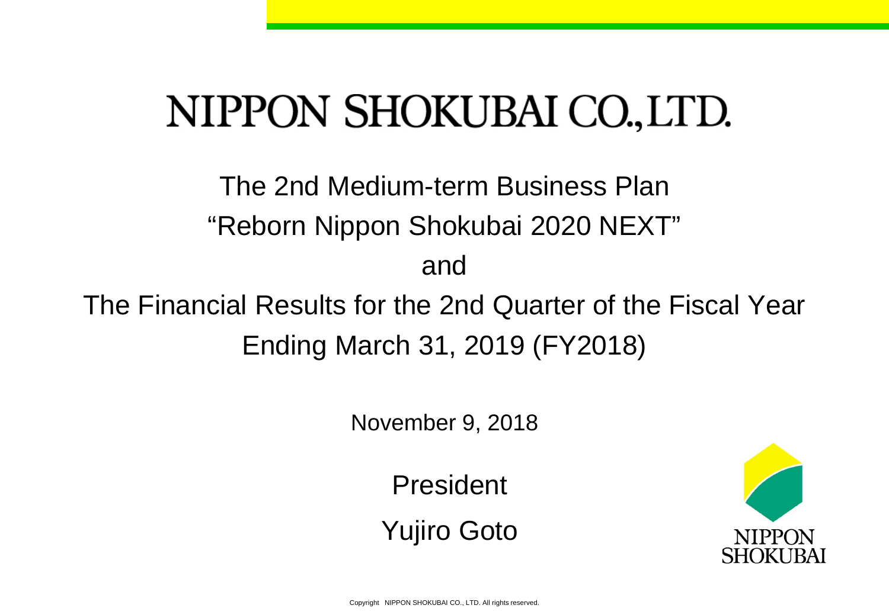# NIPPON SHOKUBAI CO., LTD.

## The 2nd Medium-term Business Plan
## "Reborn Nippon Shokubai 2020 NEXT"
## and
## The Financial Results for the 2nd Quarter of the Fiscal Year Ending March 31, 2019 (FY2018)

November 9, 2018

President

Yujiro Goto

NIPPON SHOKUBAI

Copyright NIPPON SHOKUBAI CO., LTD. All rights reserved.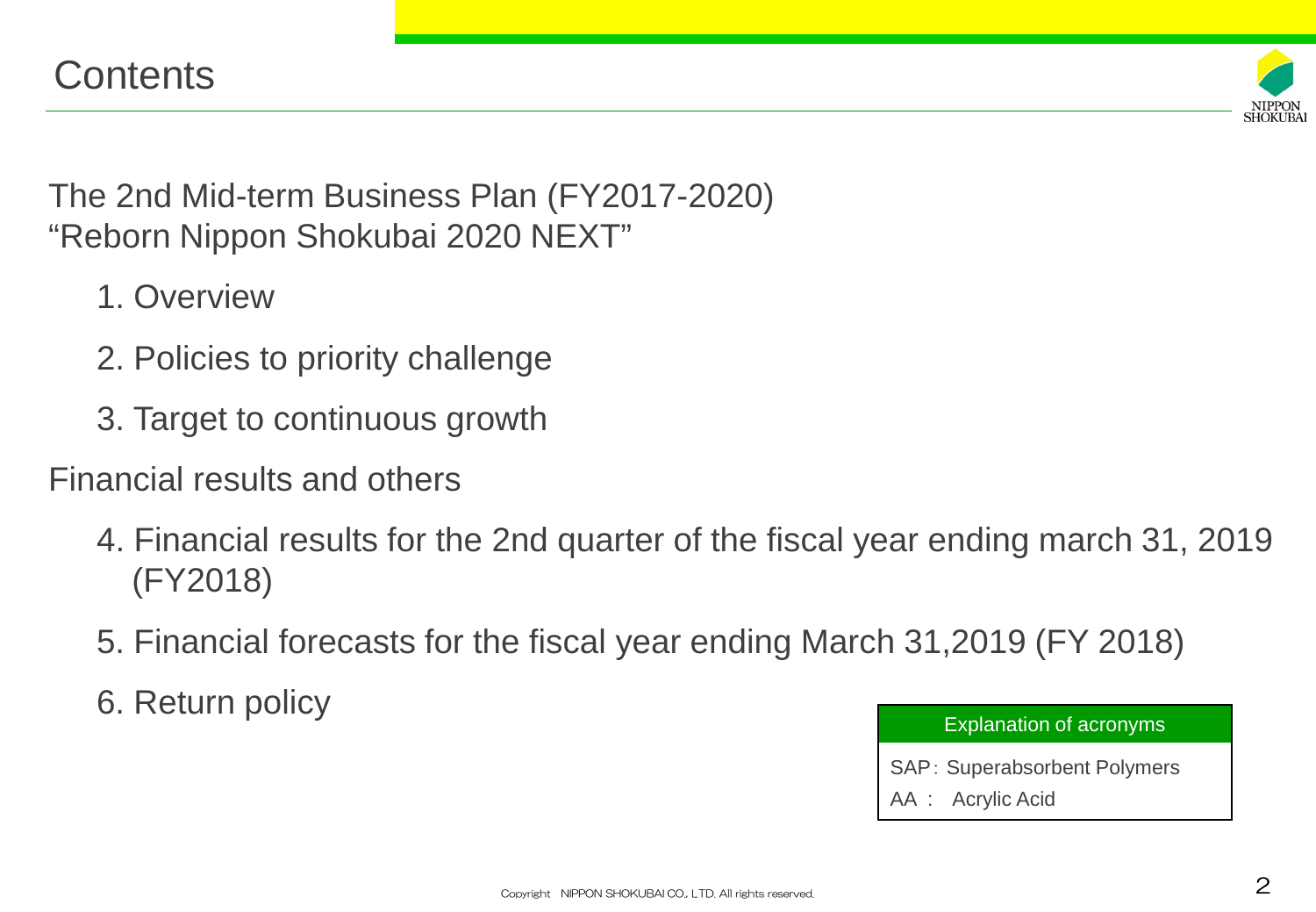# Contents

The 2nd Mid-term Business Plan (FY2017-2020)
"Reborn Nippon Shokubai 2020 NEXT"

1. Overview
2. Policies to priority challenge
3. Target to continuous growth

Financial results and others

4. Financial results for the 2nd quarter of the fiscal year ending march 31, 2019 (FY2018)
5. Financial forecasts for the fiscal year ending March 31,2019 (FY 2018)
6. Return policy

| Explanation of acronyms |
| --- |
| SAP: Superabsorbent Polymers |
| AA : Acrylic Acid |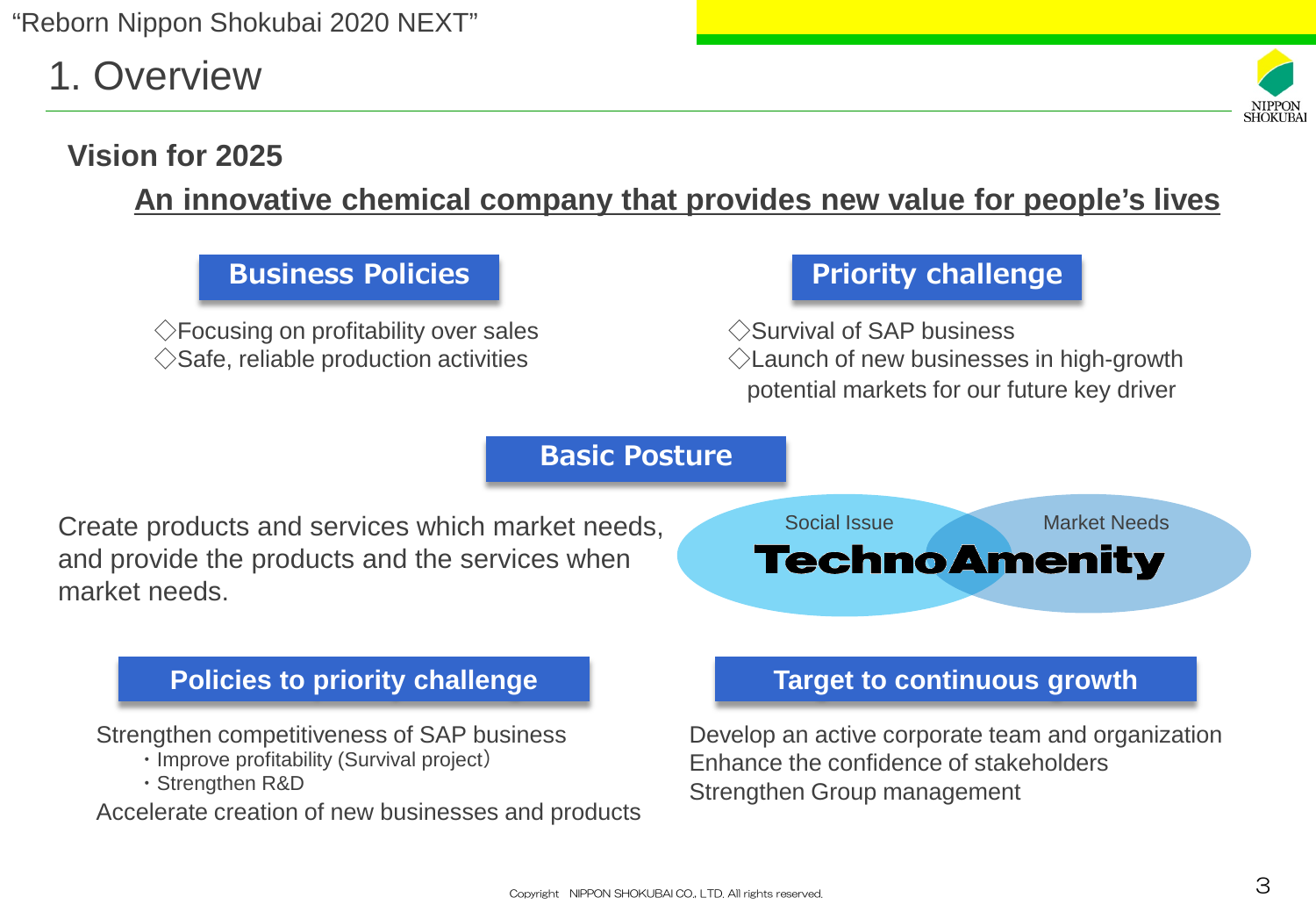# 1. Overview

## Vision for 2025

**An innovative chemical company that provides new value for people's lives**

### Business Policies

◇Focusing on profitability over sales
◇Safe, reliable production activities

### Priority challenge

◇Survival of SAP business
◇Launch of new businesses in high-growth potential markets for our future key driver

### Basic Posture

Create products and services which market needs, and provide the products and the services when market needs.

Social Issue
Market Needs
**TechnoAmenity**

### Policies to priority challenge

Strengthen competitiveness of SAP business
- Improve profitability (Survival project)
- Strengthen R&D

Accelerate creation of new businesses and products

### Target to continuous growth

Develop an active corporate team and organization
Enhance the confidence of stakeholders
Strengthen Group management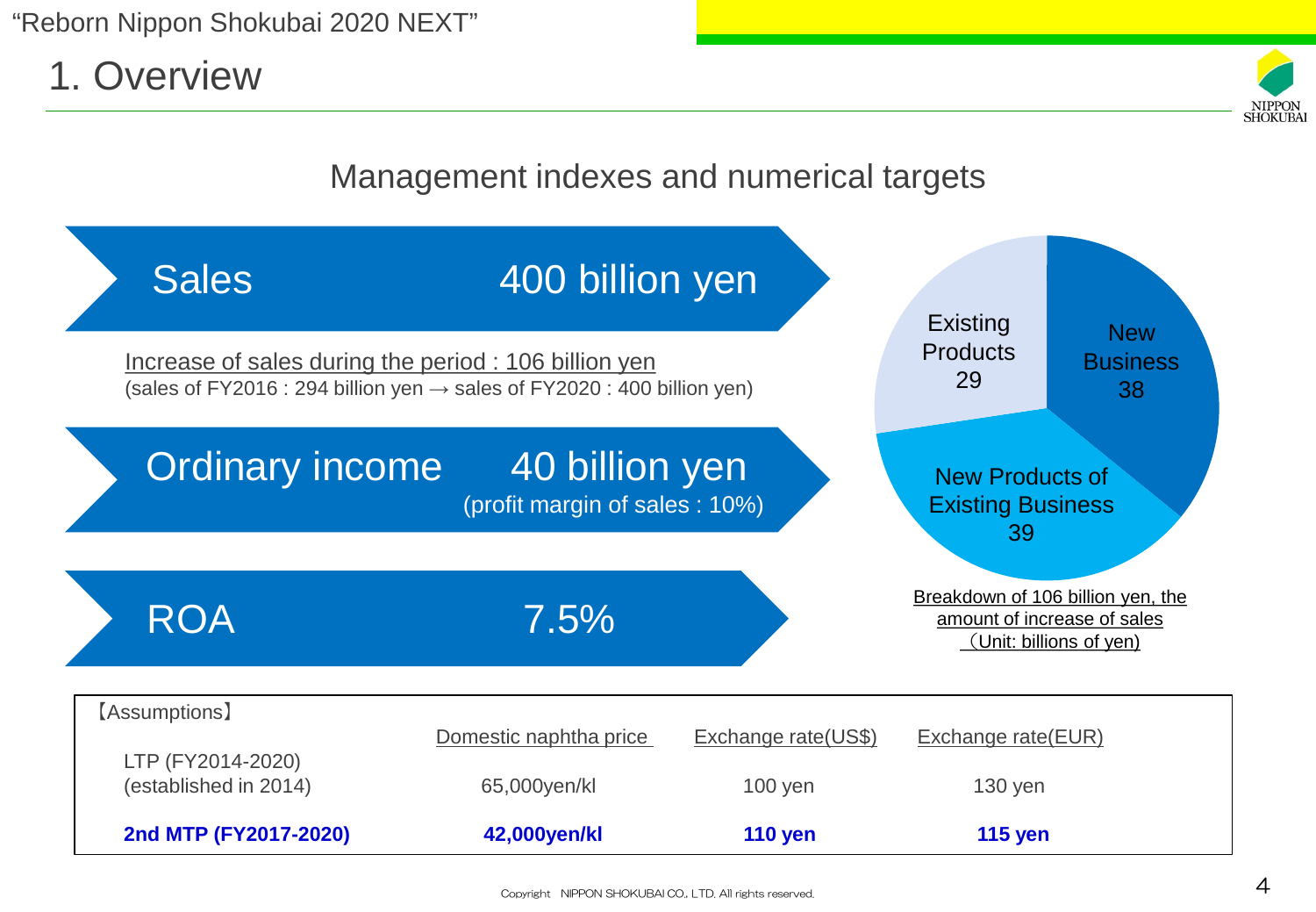# 1. Overview

## Management indexes and numerical targets

**Sales** 400 billion yen

Increase of sales during the period : 106 billion yen
(sales of FY2016 : 294 billion yen → sales of FY2020 : 400 billion yen)

**Ordinary income** 40 billion yen
(profit margin of sales : 10%)

**ROA** 7.5%

| Category | Amount |
|---|---|
| Existing Products | 29 |
| New Business | 38 |
| New Products of Existing Business | 39 |

Breakdown of 106 billion yen, the amount of increase of sales
（Unit: billions of yen)

【Assumptions】

| | Domestic naphtha price | Exchange rate(US$) | Exchange rate(EUR) |
|---|---|---|---|
| LTP (FY2014-2020) (established in 2014) | 65,000yen/kl | 100 yen | 130 yen |
| **2nd MTP (FY2017-2020)** | **42,000yen/kl** | **110 yen** | **115 yen** |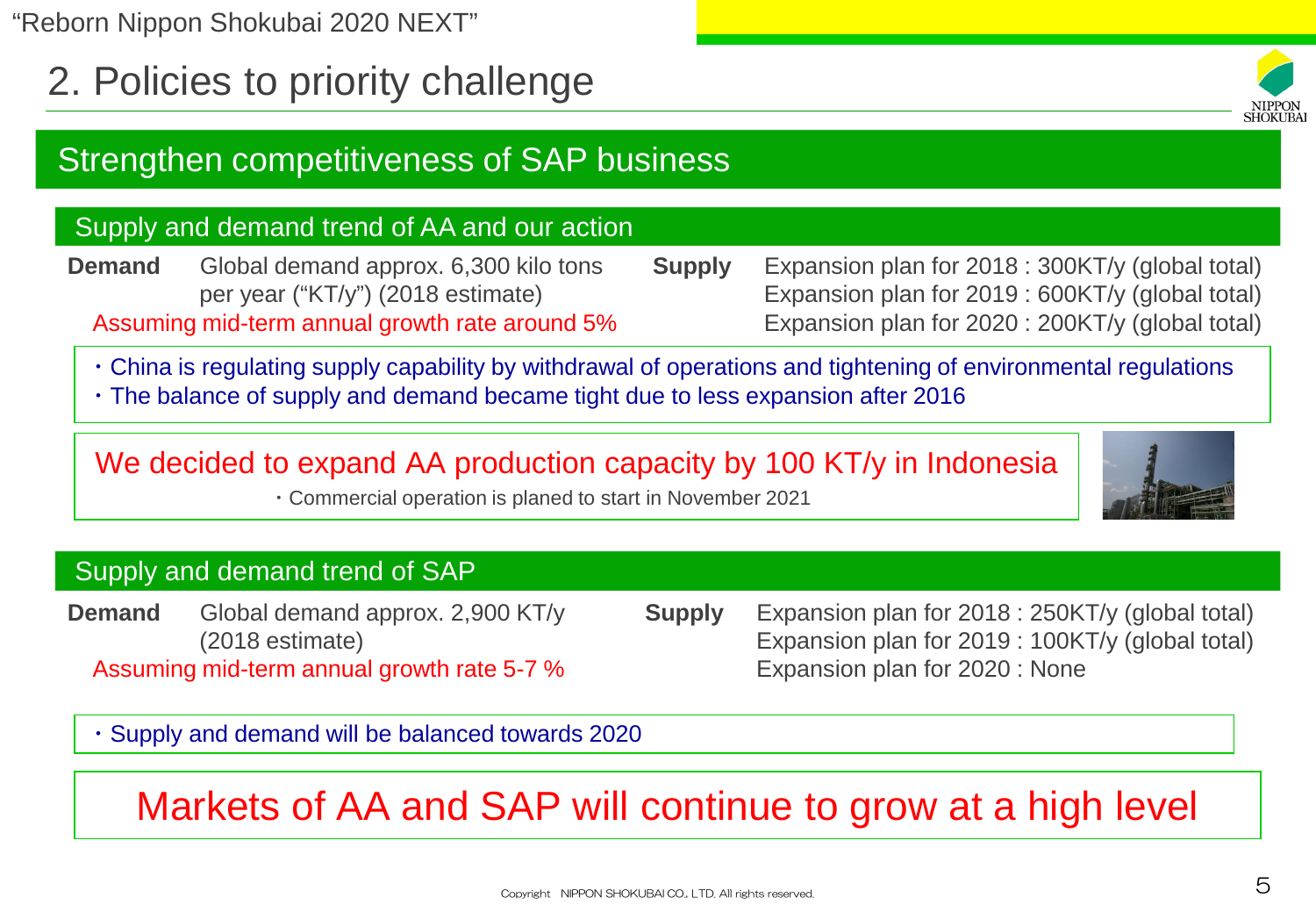## 2. Policies to priority challenge

### Strengthen competitiveness of SAP business

#### Supply and demand trend of AA and our action

**Demand** Global demand approx. 6,300 kilo tons per year (“KT/y”) (2018 estimate)

Assuming mid-term annual growth rate around 5%

**Supply**
Expansion plan for 2018 : 300KT/y (global total)
Expansion plan for 2019 : 600KT/y (global total)
Expansion plan for 2020 : 200KT/y (global total)

- China is regulating supply capability by withdrawal of operations and tightening of environmental regulations
- The balance of supply and demand became tight due to less expansion after 2016

**We decided to expand AA production capacity by 100 KT/y in Indonesia**

- Commercial operation is planed to start in November 2021

#### Supply and demand trend of SAP

**Demand** Global demand approx. 2,900 KT/y (2018 estimate)

Assuming mid-term annual growth rate 5-7 %

**Supply**
Expansion plan for 2018 : 250KT/y (global total)
Expansion plan for 2019 : 100KT/y (global total)
Expansion plan for 2020 : None

- Supply and demand will be balanced towards 2020

**Markets of AA and SAP will continue to grow at a high level**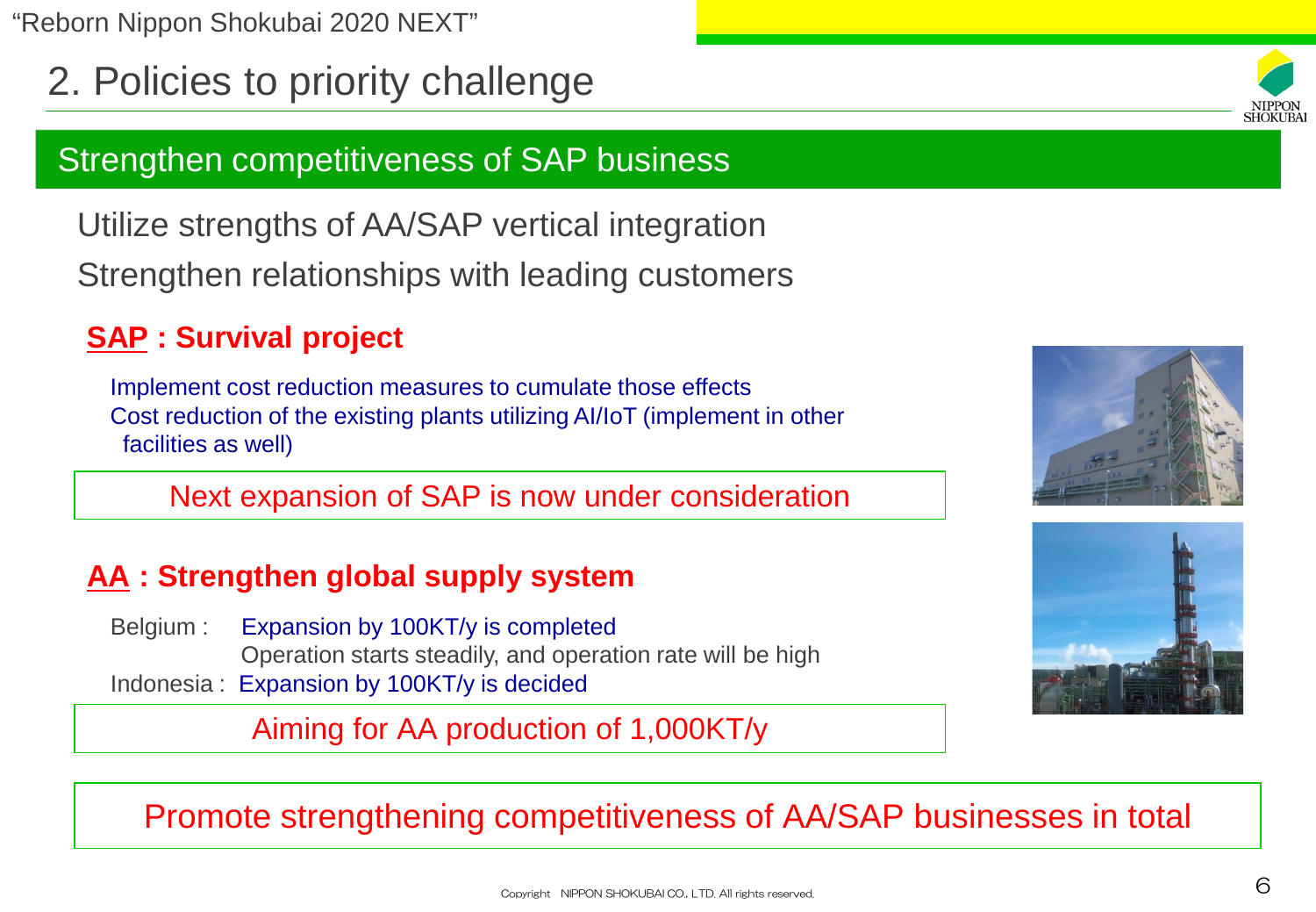# 2. Policies to priority challenge

## Strengthen competitiveness of SAP business

Utilize strengths of AA/SAP vertical integration

Strengthen relationships with leading customers

### SAP : Survival project

- Implement cost reduction measures to cumulate those effects
- Cost reduction of the existing plants utilizing AI/IoT (implement in other facilities as well)

**Next expansion of SAP is now under consideration**

### AA : Strengthen global supply system

Belgium : Expansion by 100KT/y is completed
Operation starts steadily, and operation rate will be high

Indonesia : Expansion by 100KT/y is decided

**Aiming for AA production of 1,000KT/y**

**Promote strengthening competitiveness of AA/SAP businesses in total**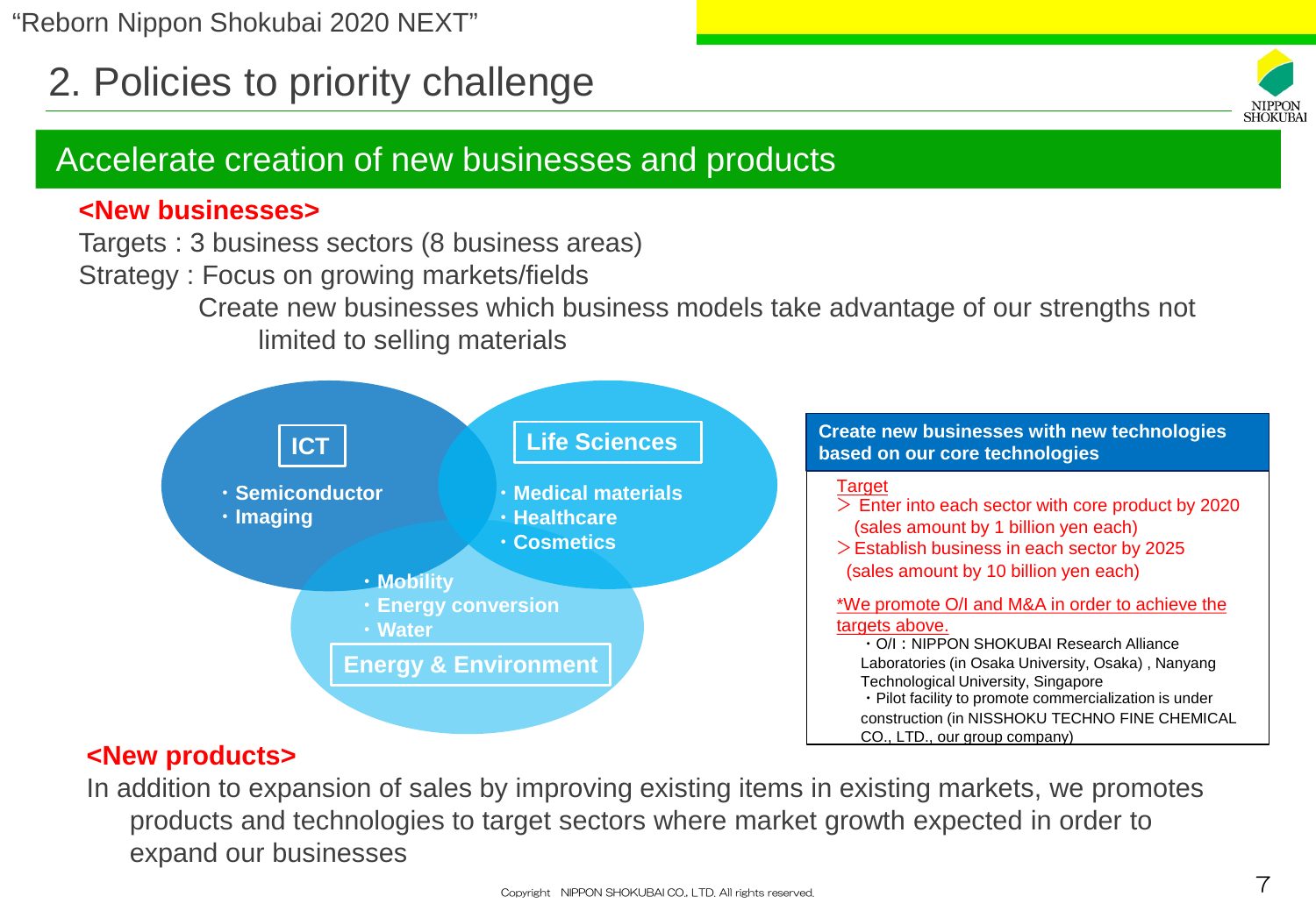# 2. Policies to priority challenge

## Accelerate creation of new businesses and products

**<New businesses>**

Targets : 3 business sectors (8 business areas)

Strategy : Focus on growing markets/fields

Create new businesses which business models take advantage of our strengths not limited to selling materials

**ICT**
- Semiconductor
- Imaging

**Life Sciences**
- Medical materials
- Healthcare
- Cosmetics

**Energy & Environment**
- Mobility
- Energy conversion
- Water

**Create new businesses with new technologies based on our core technologies**

Target

＞ Enter into each sector with core product by 2020 (sales amount by 1 billion yen each)

＞Establish business in each sector by 2025 (sales amount by 10 billion yen each)

*We promote O/I and M&A in order to achieve the targets above.

- O/I：NIPPON SHOKUBAI Research Alliance Laboratories (in Osaka University, Osaka) , Nanyang Technological University, Singapore
- Pilot facility to promote commercialization is under construction (in NISSHOKU TECHNO FINE CHEMICAL CO., LTD., our group company)

**<New products>**

In addition to expansion of sales by improving existing items in existing markets, we promotes products and technologies to target sectors where market growth expected in order to expand our businesses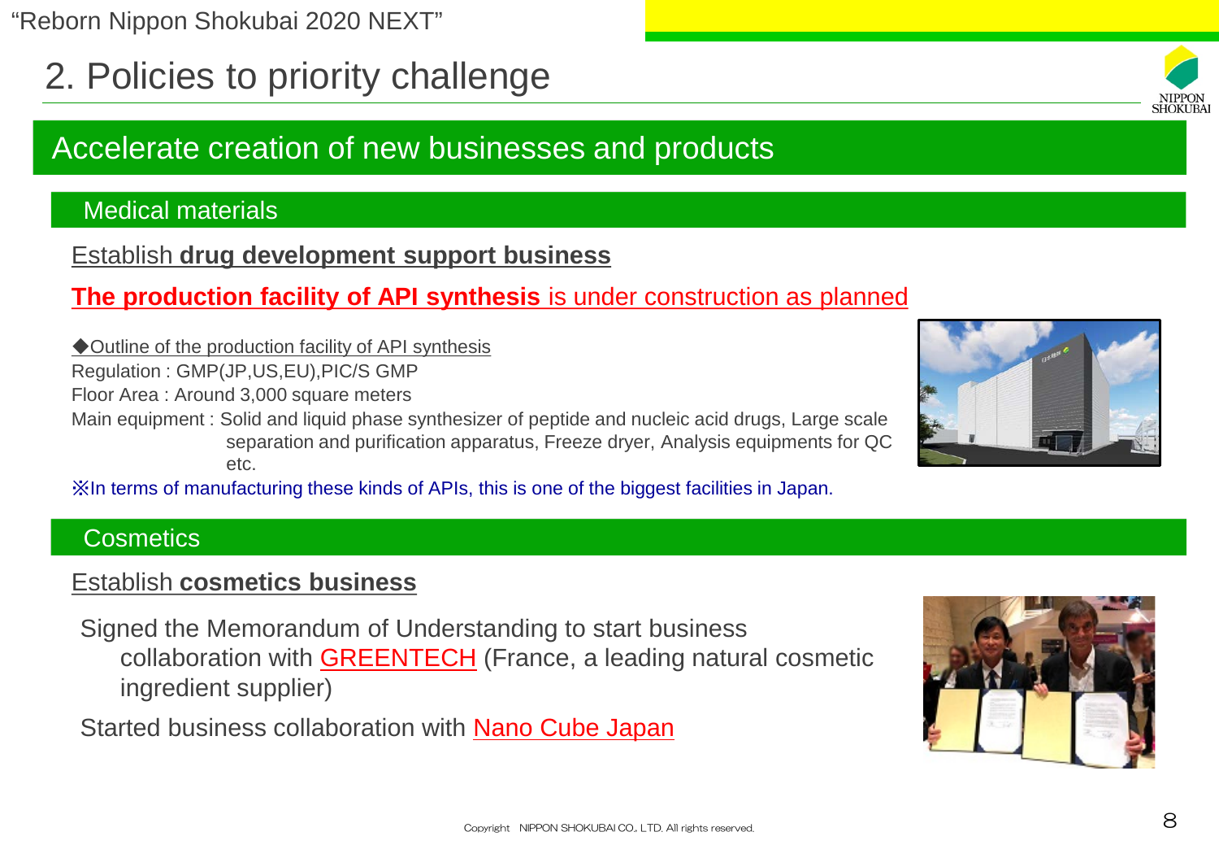# 2. Policies to priority challenge

## Accelerate creation of new businesses and products

### Medical materials

Establish **drug development support business**

**The production facility of API synthesis** is under construction as planned

◆Outline of the production facility of API synthesis

Regulation : GMP(JP,US,EU),PIC/S GMP

Floor Area : Around 3,000 square meters

Main equipment : Solid and liquid phase synthesizer of peptide and nucleic acid drugs, Large scale separation and purification apparatus, Freeze dryer, Analysis equipments for QC etc.

※In terms of manufacturing these kinds of APIs, this is one of the biggest facilities in Japan.

### Cosmetics

Establish **cosmetics business**

Signed the Memorandum of Understanding to start business collaboration with GREENTECH (France, a leading natural cosmetic ingredient supplier)

Started business collaboration with Nano Cube Japan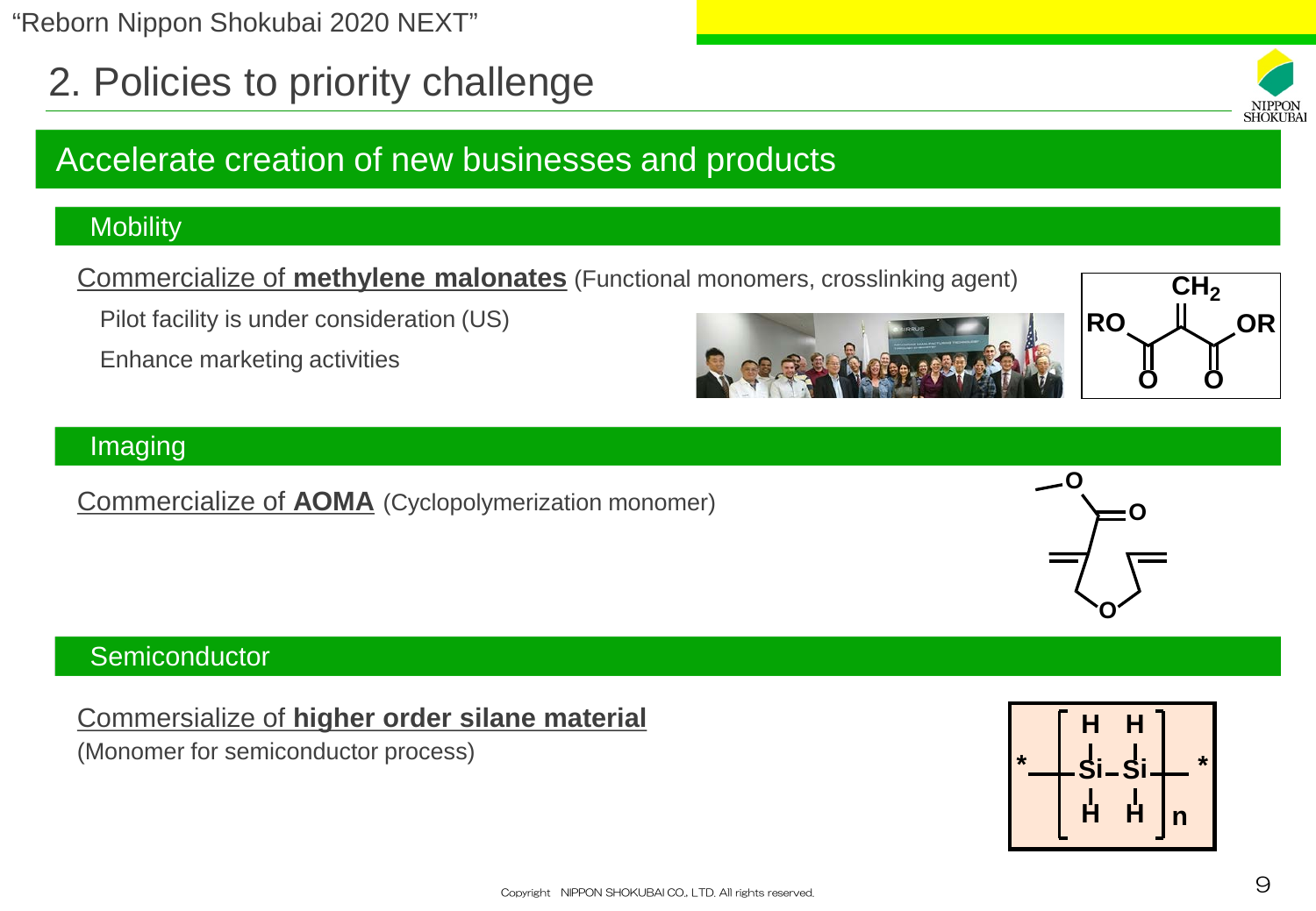“Reborn Nippon Shokubai 2020 NEXT”

# 2. Policies to priority challenge

## Accelerate creation of new businesses and products

### Mobility

Commercialize of **methylene malonates** (Functional monomers, crosslinking agent)

Pilot facility is under consideration (US)

Enhance marketing activities

### Imaging

Commercialize of **AOMA** (Cyclopolymerization monomer)

### Semiconductor

Commersialize of **higher order silane material**

(Monomer for semiconductor process)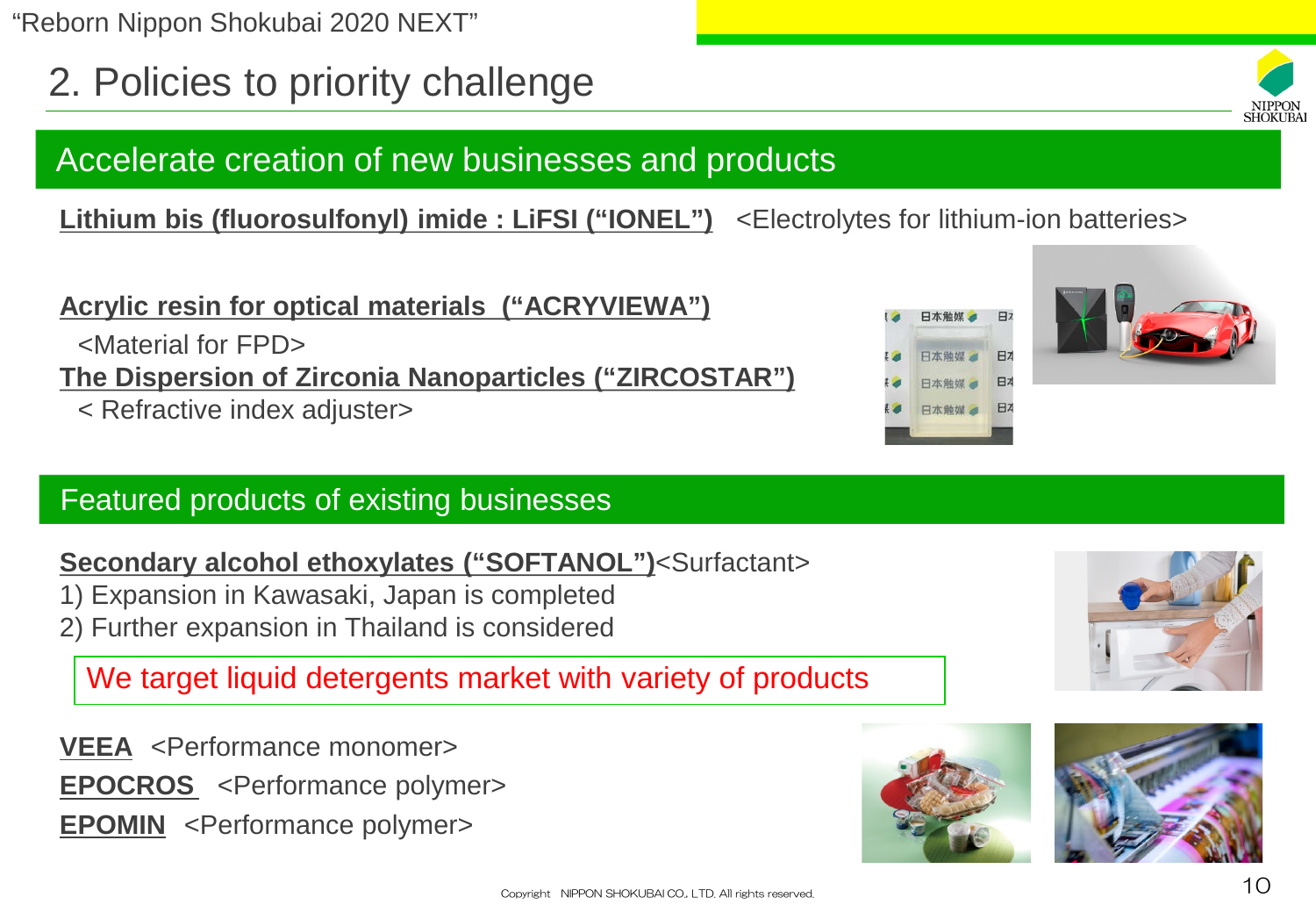# 2. Policies to priority challenge

## Accelerate creation of new businesses and products

**Lithium bis (fluorosulfonyl) imide : LiFSI ("IONEL")** <Electrolytes for lithium-ion batteries>

**Acrylic resin for optical materials ("ACRYVIEWA")**
<Material for FPD>

**The Dispersion of Zirconia Nanoparticles ("ZIRCOSTAR")**
< Refractive index adjuster>

## Featured products of existing businesses

**Secondary alcohol ethoxylates ("SOFTANOL")**<Surfactant>

1) Expansion in Kawasaki, Japan is completed
2) Further expansion in Thailand is considered

We target liquid detergents market with variety of products

**VEEA** <Performance monomer>

**EPOCROS** <Performance polymer>

**EPOMIN** <Performance polymer>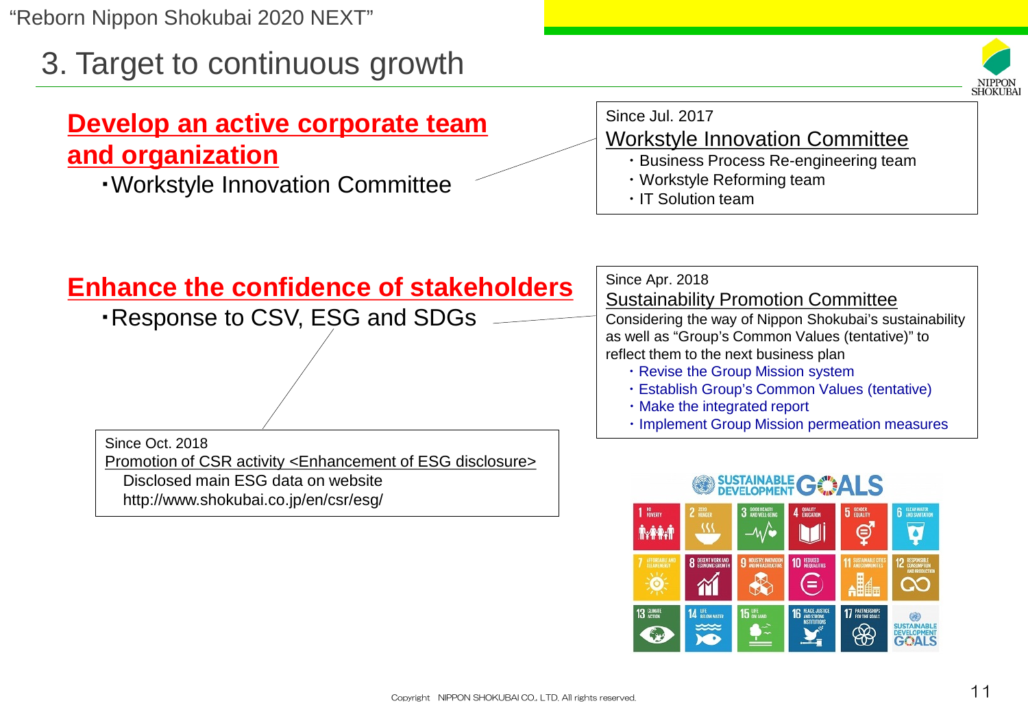# 3. Target to continuous growth

## Develop an active corporate team and organization

- Workstyle Innovation Committee

Since Jul. 2017

**Workstyle Innovation Committee**

- Business Process Re-engineering team
- Workstyle Reforming team
- IT Solution team

## Enhance the confidence of stakeholders

- Response to CSV, ESG and SDGs

Since Apr. 2018

**Sustainability Promotion Committee**

Considering the way of Nippon Shokubai's sustainability as well as "Group's Common Values (tentative)" to reflect them to the next business plan

- Revise the Group Mission system
- Establish Group's Common Values (tentative)
- Make the integrated report
- Implement Group Mission permeation measures

Since Oct. 2018

**Promotion of CSR activity <Enhancement of ESG disclosure>**

Disclosed main ESG data on website
http://www.shokubai.co.jp/en/csr/esg/

Copyright NIPPON SHOKUBAI CO., LTD. All rights reserved.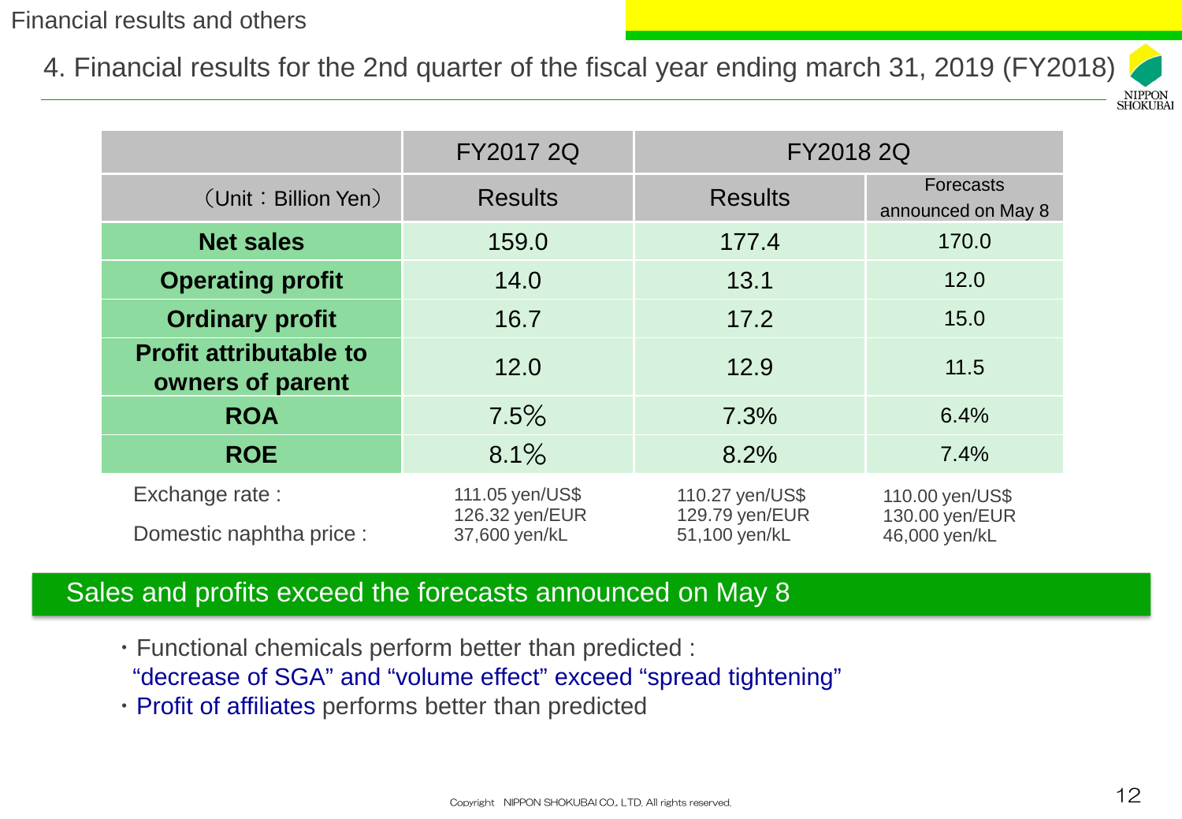Financial results and others

## 4. Financial results for the 2nd quarter of the fiscal year ending march 31, 2019 (FY2018)

| | FY2017 2Q | FY2018 2Q | |
|---|---|---|---|
| （Unit：Billion Yen） | Results | Results | Forecasts announced on May 8 |
| **Net sales** | 159.0 | 177.4 | 170.0 |
| **Operating profit** | 14.0 | 13.1 | 12.0 |
| **Ordinary profit** | 16.7 | 17.2 | 15.0 |
| **Profit attributable to owners of parent** | 12.0 | 12.9 | 11.5 |
| **ROA** | 7.5% | 7.3% | 6.4% |
| **ROE** | 8.1% | 8.2% | 7.4% |
| Exchange rate : | 111.05 yen/US$<br>126.32 yen/EUR | 110.27 yen/US$<br>129.79 yen/EUR | 110.00 yen/US$<br>130.00 yen/EUR |
| Domestic naphtha price : | 37,600 yen/kL | 51,100 yen/kL | 46,000 yen/kL |

**Sales and profits exceed the forecasts announced on May 8**

- Functional chemicals perform better than predicted :
  "decrease of SGA" and "volume effect" exceed "spread tightening"
- Profit of affiliates performs better than predicted

Copyright NIPPON SHOKUBAI CO., LTD. All rights reserved.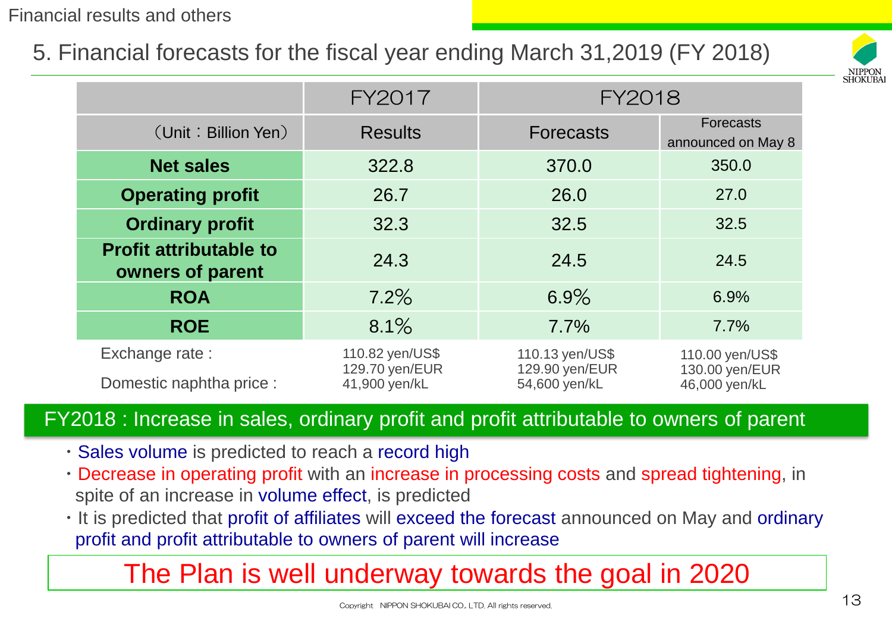Financial results and others

## 5. Financial forecasts for the fiscal year ending March 31,2019 (FY 2018)

| | FY2017 | FY2018 | |
|---|---|---|---|
| （Unit：Billion Yen） | Results | Forecasts | Forecasts announced on May 8 |
| **Net sales** | 322.8 | 370.0 | 350.0 |
| **Operating profit** | 26.7 | 26.0 | 27.0 |
| **Ordinary profit** | 32.3 | 32.5 | 32.5 |
| **Profit attributable to owners of parent** | 24.3 | 24.5 | 24.5 |
| **ROA** | 7.2% | 6.9% | 6.9% |
| **ROE** | 8.1% | 7.7% | 7.7% |
| Exchange rate : | 110.82 yen/US$<br>129.70 yen/EUR | 110.13 yen/US$<br>129.90 yen/EUR | 110.00 yen/US$<br>130.00 yen/EUR |
| Domestic naphtha price : | 41,900 yen/kL | 54,600 yen/kL | 46,000 yen/kL |

**FY2018 : Increase in sales, ordinary profit and profit attributable to owners of parent**

- Sales volume is predicted to reach a record high
- Decrease in operating profit with an increase in processing costs and spread tightening, in spite of an increase in volume effect, is predicted
- It is predicted that profit of affiliates will exceed the forecast announced on May and ordinary profit and profit attributable to owners of parent will increase

**The Plan is well underway towards the goal in 2020**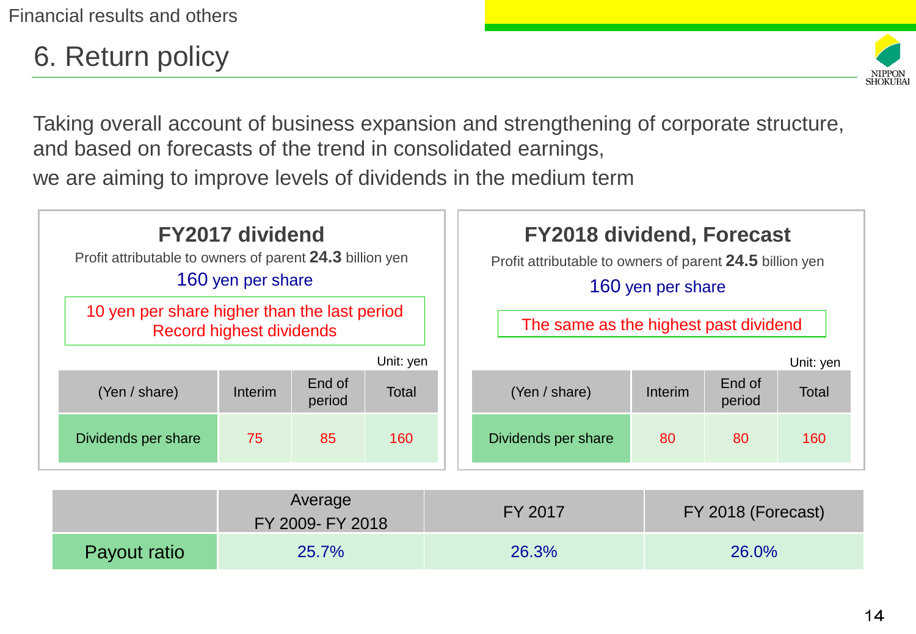# 6. Return policy

Taking overall account of business expansion and strengthening of corporate structure, and based on forecasts of the trend in consolidated earnings,
we are aiming to improve levels of dividends in the medium term

## FY2017 dividend

Profit attributable to owners of parent **24.3** billion yen

160 yen per share

10 yen per share higher than the last period
Record highest dividends

Unit: yen

| (Yen / share) | Interim | End of period | Total |
|---|---|---|---|
| Dividends per share | 75 | 85 | 160 |

## FY2018 dividend, Forecast

Profit attributable to owners of parent **24.5** billion yen

160 yen per share

The same as the highest past dividend

Unit: yen

| (Yen / share) | Interim | End of period | Total |
|---|---|---|---|
| Dividends per share | 80 | 80 | 160 |

| | Average FY 2009- FY 2018 | FY 2017 | FY 2018 (Forecast) |
|---|---|---|---|
| Payout ratio | 25.7% | 26.3% | 26.0% |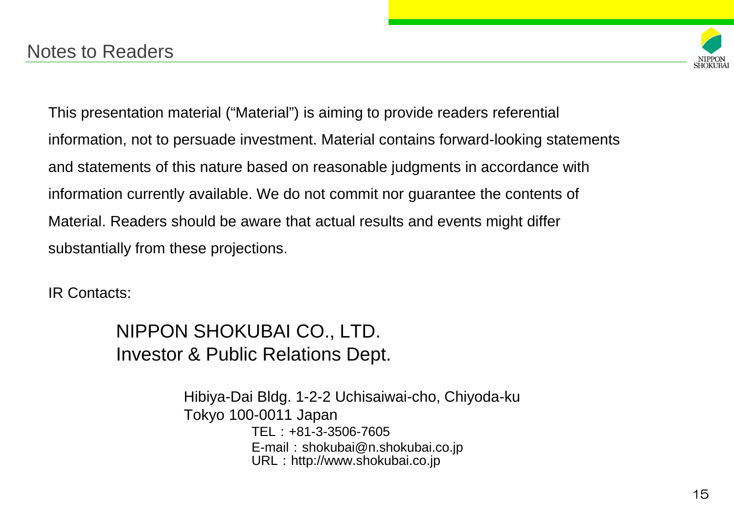# Notes to Readers

This presentation material ("Material") is aiming to provide readers referential information, not to persuade investment. Material contains forward-looking statements and statements of this nature based on reasonable judgments in accordance with information currently available. We do not commit nor guarantee the contents of Material. Readers should be aware that actual results and events might differ substantially from these projections.

IR Contacts:

NIPPON SHOKUBAI CO., LTD.
Investor & Public Relations Dept.

Hibiya-Dai Bldg. 1-2-2 Uchisaiwai-cho, Chiyoda-ku
Tokyo 100-0011 Japan

TEL：+81-3-3506-7605
E-mail：shokubai@n.shokubai.co.jp
URL：http://www.shokubai.co.jp